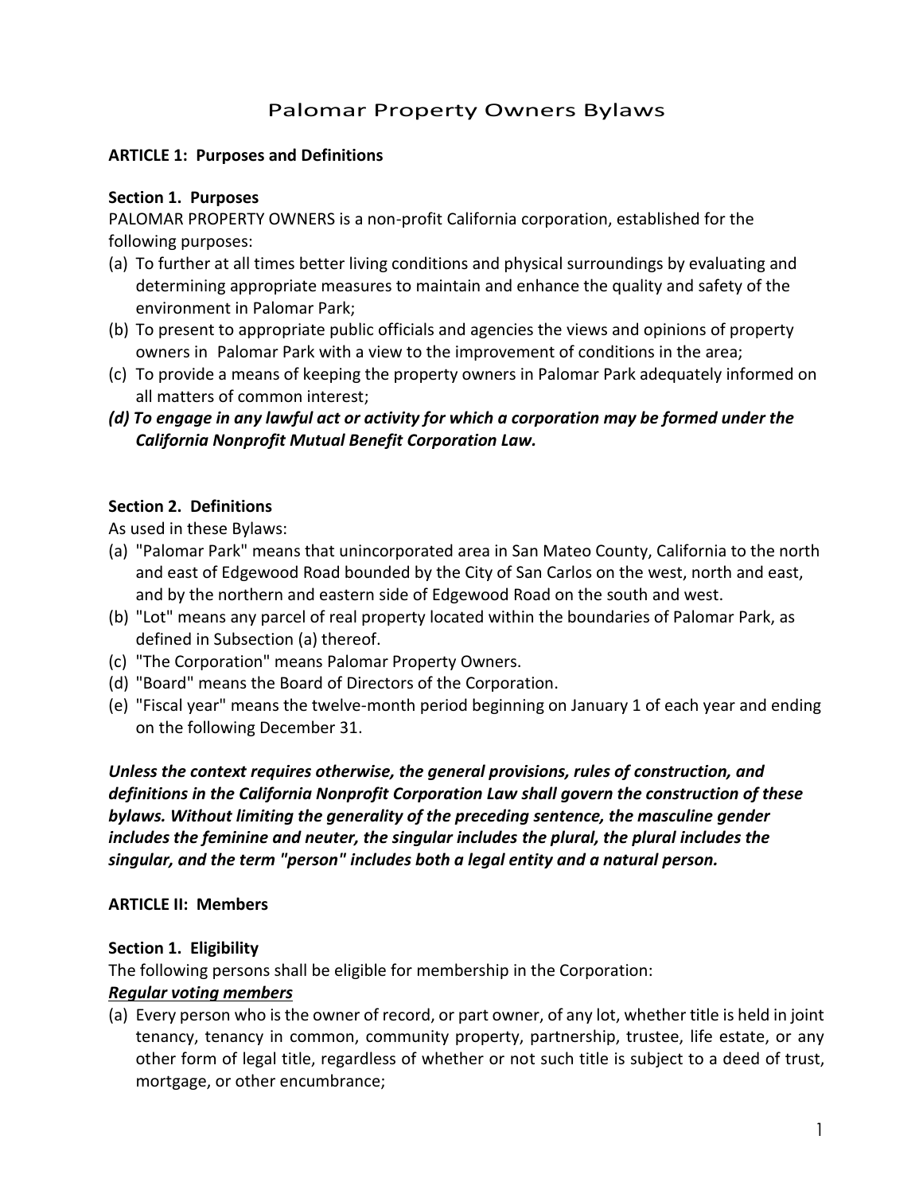# Palomar Property Owners Bylaws

## ARTICLE 1: Purposes and Definitions

### Section 1. Purposes

PALOMAR PROPERTY OWNERS is a non-profit California corporation, established for the following purposes:

(a) To further at all times better living conditions and physical surroundings by evaluating and determining appropriate measures to maintain and enhance the quality and safety of the environment in Palomar Park;

(b) To present to appropriate public officials and agencies the views and opinions of property owners in Palomar Park with a view to the improvement of conditions in the area;

(c) To provide a means of keeping the property owners in Palomar Park adequately informed on all matters of common interest;

***(d) To engage in any lawful act or activity for which a corporation may be formed under the California Nonprofit Mutual Benefit Corporation Law.***

### Section 2. Definitions

As used in these Bylaws:

(a) "Palomar Park" means that unincorporated area in San Mateo County, California to the north and east of Edgewood Road bounded by the City of San Carlos on the west, north and east, and by the northern and eastern side of Edgewood Road on the south and west.

(b) "Lot" means any parcel of real property located within the boundaries of Palomar Park, as defined in Subsection (a) thereof.

(c) "The Corporation" means Palomar Property Owners.

(d) "Board" means the Board of Directors of the Corporation.

(e) "Fiscal year" means the twelve-month period beginning on January 1 of each year and ending on the following December 31.

***Unless the context requires otherwise, the general provisions, rules of construction, and definitions in the California Nonprofit Corporation Law shall govern the construction of these bylaws. Without limiting the generality of the preceding sentence, the masculine gender includes the feminine and neuter, the singular includes the plural, the plural includes the singular, and the term "person" includes both a legal entity and a natural person.***

## ARTICLE II: Members

### Section 1. Eligibility

The following persons shall be eligible for membership in the Corporation:

***Regular voting members***

(a) Every person who is the owner of record, or part owner, of any lot, whether title is held in joint tenancy, tenancy in common, community property, partnership, trustee, life estate, or any other form of legal title, regardless of whether or not such title is subject to a deed of trust, mortgage, or other encumbrance;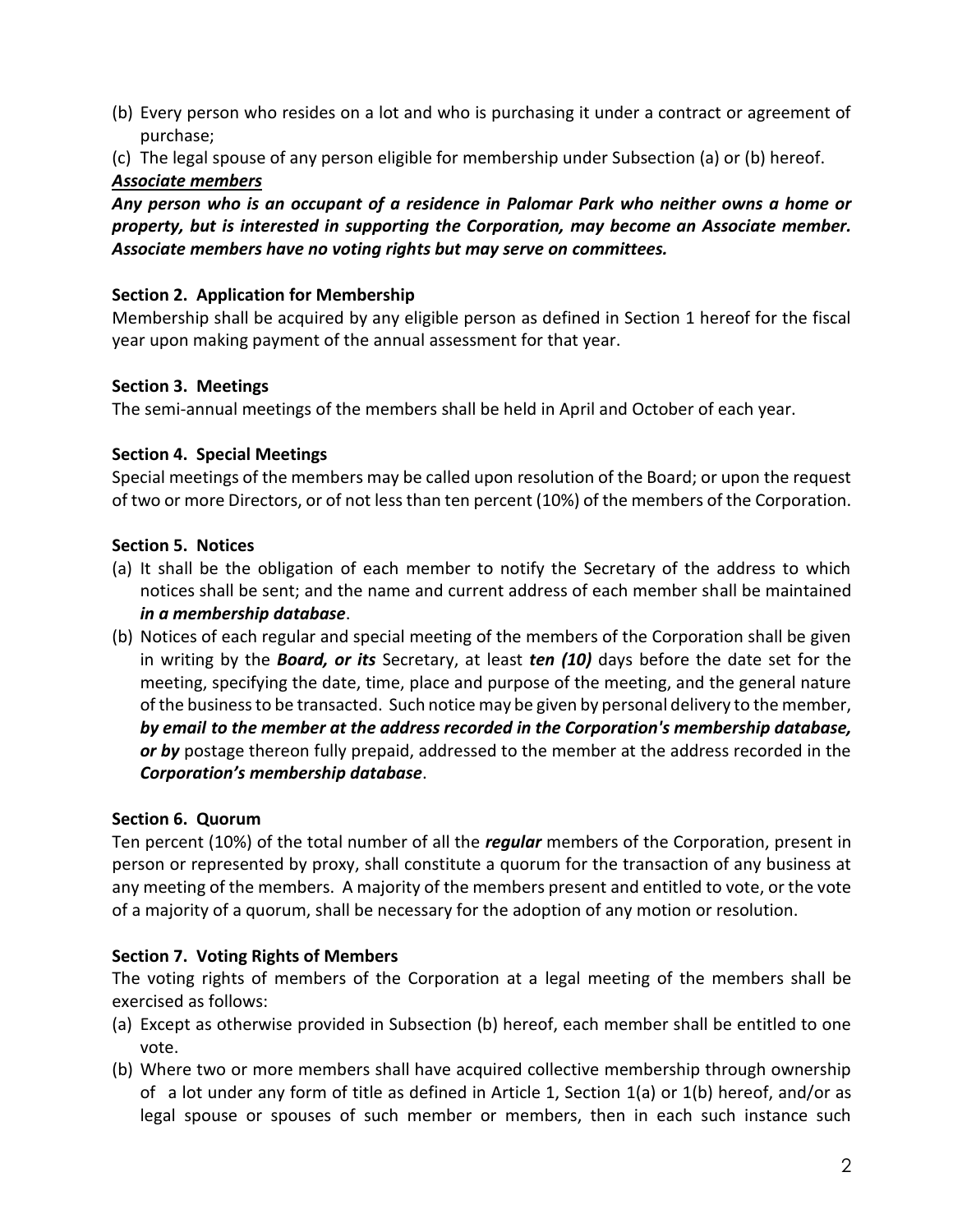(b) Every person who resides on a lot and who is purchasing it under a contract or agreement of purchase;

(c) The legal spouse of any person eligible for membership under Subsection (a) or (b) hereof.

***Associate members***

***Any person who is an occupant of a residence in Palomar Park who neither owns a home or property, but is interested in supporting the Corporation, may become an Associate member. Associate members have no voting rights but may serve on committees.***

**Section 2. Application for Membership**

Membership shall be acquired by any eligible person as defined in Section 1 hereof for the fiscal year upon making payment of the annual assessment for that year.

**Section 3. Meetings**

The semi-annual meetings of the members shall be held in April and October of each year.

**Section 4. Special Meetings**

Special meetings of the members may be called upon resolution of the Board; or upon the request of two or more Directors, or of not less than ten percent (10%) of the members of the Corporation.

**Section 5. Notices**

(a) It shall be the obligation of each member to notify the Secretary of the address to which notices shall be sent; and the name and current address of each member shall be maintained ***in a membership database***.

(b) Notices of each regular and special meeting of the members of the Corporation shall be given in writing by the ***Board, or its*** Secretary, at least ***ten (10)*** days before the date set for the meeting, specifying the date, time, place and purpose of the meeting, and the general nature of the business to be transacted. Such notice may be given by personal delivery to the member, ***by email to the member at the address recorded in the Corporation's membership database, or by*** postage thereon fully prepaid, addressed to the member at the address recorded in the ***Corporation's membership database***.

**Section 6. Quorum**

Ten percent (10%) of the total number of all the ***regular*** members of the Corporation, present in person or represented by proxy, shall constitute a quorum for the transaction of any business at any meeting of the members. A majority of the members present and entitled to vote, or the vote of a majority of a quorum, shall be necessary for the adoption of any motion or resolution.

**Section 7. Voting Rights of Members**

The voting rights of members of the Corporation at a legal meeting of the members shall be exercised as follows:

(a) Except as otherwise provided in Subsection (b) hereof, each member shall be entitled to one vote.

(b) Where two or more members shall have acquired collective membership through ownership of a lot under any form of title as defined in Article 1, Section 1(a) or 1(b) hereof, and/or as legal spouse or spouses of such member or members, then in each such instance such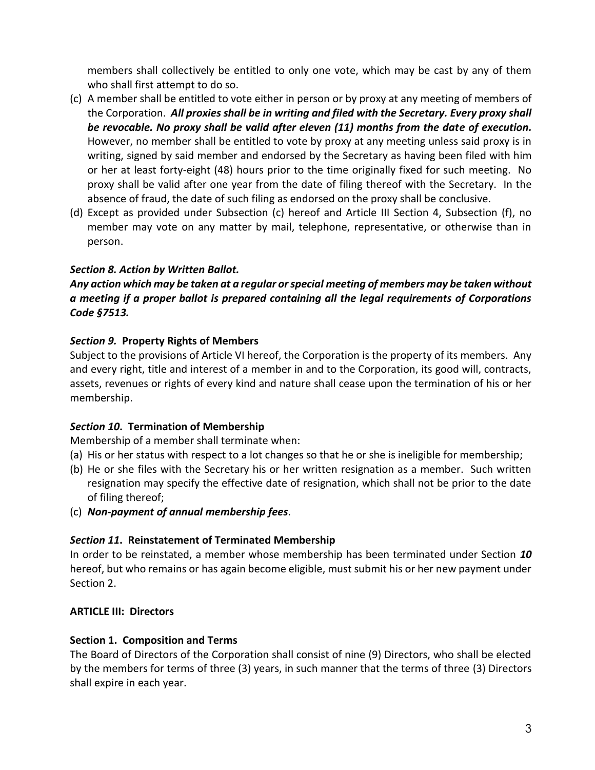members shall collectively be entitled to only one vote, which may be cast by any of them who shall first attempt to do so.

(c) A member shall be entitled to vote either in person or by proxy at any meeting of members of the Corporation. ***All proxies shall be in writing and filed with the Secretary. Every proxy shall be revocable. No proxy shall be valid after eleven (11) months from the date of execution.*** However, no member shall be entitled to vote by proxy at any meeting unless said proxy is in writing, signed by said member and endorsed by the Secretary as having been filed with him or her at least forty-eight (48) hours prior to the time originally fixed for such meeting. No proxy shall be valid after one year from the date of filing thereof with the Secretary. In the absence of fraud, the date of such filing as endorsed on the proxy shall be conclusive.

(d) Except as provided under Subsection (c) hereof and Article III Section 4, Subsection (f), no member may vote on any matter by mail, telephone, representative, or otherwise than in person.

***Section 8. Action by Written Ballot.***

***Any action which may be taken at a regular or special meeting of members may be taken without a meeting if a proper ballot is prepared containing all the legal requirements of Corporations Code §7513.***

***Section 9.*** **Property Rights of Members**

Subject to the provisions of Article VI hereof, the Corporation is the property of its members. Any and every right, title and interest of a member in and to the Corporation, its good will, contracts, assets, revenues or rights of every kind and nature shall cease upon the termination of his or her membership.

***Section 10*. Termination of Membership**

Membership of a member shall terminate when:

(a) His or her status with respect to a lot changes so that he or she is ineligible for membership;

(b) He or she files with the Secretary his or her written resignation as a member. Such written resignation may specify the effective date of resignation, which shall not be prior to the date of filing thereof;

(c) ***Non-payment of annual membership fees***.

***Section 11*. Reinstatement of Terminated Membership**

In order to be reinstated, a member whose membership has been terminated under Section ***10*** hereof, but who remains or has again become eligible, must submit his or her new payment under Section 2.

## ARTICLE III: Directors

**Section 1. Composition and Terms**

The Board of Directors of the Corporation shall consist of nine (9) Directors, who shall be elected by the members for terms of three (3) years, in such manner that the terms of three (3) Directors shall expire in each year.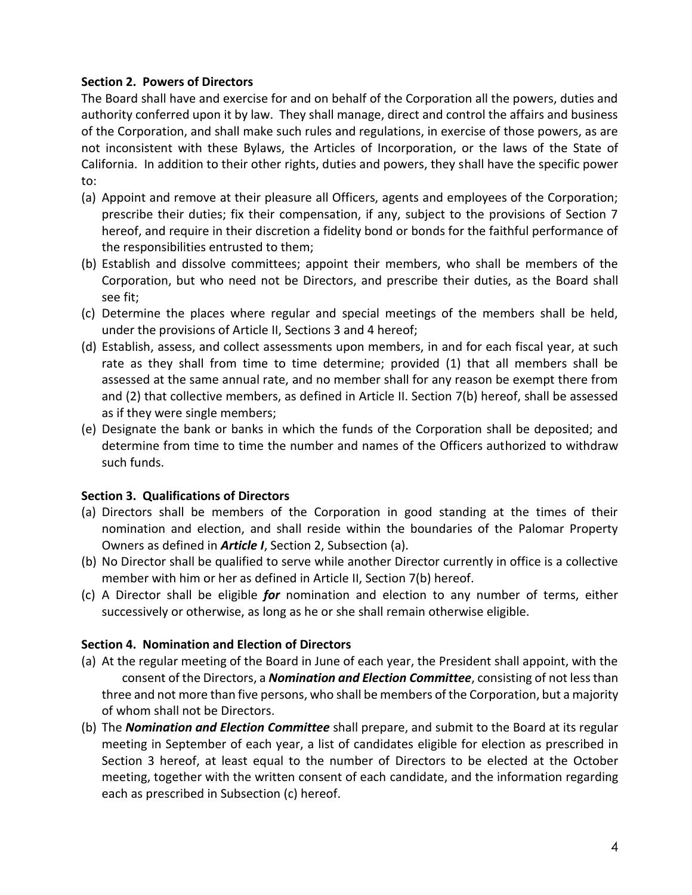**Section 2. Powers of Directors**

The Board shall have and exercise for and on behalf of the Corporation all the powers, duties and authority conferred upon it by law. They shall manage, direct and control the affairs and business of the Corporation, and shall make such rules and regulations, in exercise of those powers, as are not inconsistent with these Bylaws, the Articles of Incorporation, or the laws of the State of California. In addition to their other rights, duties and powers, they shall have the specific power to:

(a) Appoint and remove at their pleasure all Officers, agents and employees of the Corporation; prescribe their duties; fix their compensation, if any, subject to the provisions of Section 7 hereof, and require in their discretion a fidelity bond or bonds for the faithful performance of the responsibilities entrusted to them;
(b) Establish and dissolve committees; appoint their members, who shall be members of the Corporation, but who need not be Directors, and prescribe their duties, as the Board shall see fit;
(c) Determine the places where regular and special meetings of the members shall be held, under the provisions of Article II, Sections 3 and 4 hereof;
(d) Establish, assess, and collect assessments upon members, in and for each fiscal year, at such rate as they shall from time to time determine; provided (1) that all members shall be assessed at the same annual rate, and no member shall for any reason be exempt there from and (2) that collective members, as defined in Article II. Section 7(b) hereof, shall be assessed as if they were single members;
(e) Designate the bank or banks in which the funds of the Corporation shall be deposited; and determine from time to time the number and names of the Officers authorized to withdraw such funds.

**Section 3. Qualifications of Directors**

(a) Directors shall be members of the Corporation in good standing at the times of their nomination and election, and shall reside within the boundaries of the Palomar Property Owners as defined in ***Article I***, Section 2, Subsection (a).
(b) No Director shall be qualified to serve while another Director currently in office is a collective member with him or her as defined in Article II, Section 7(b) hereof.
(c) A Director shall be eligible ***for*** nomination and election to any number of terms, either successively or otherwise, as long as he or she shall remain otherwise eligible.

**Section 4. Nomination and Election of Directors**

(a) At the regular meeting of the Board in June of each year, the President shall appoint, with the consent of the Directors, a ***Nomination and Election Committee***, consisting of not less than three and not more than five persons, who shall be members of the Corporation, but a majority of whom shall not be Directors.
(b) The ***Nomination and Election Committee*** shall prepare, and submit to the Board at its regular meeting in September of each year, a list of candidates eligible for election as prescribed in Section 3 hereof, at least equal to the number of Directors to be elected at the October meeting, together with the written consent of each candidate, and the information regarding each as prescribed in Subsection (c) hereof.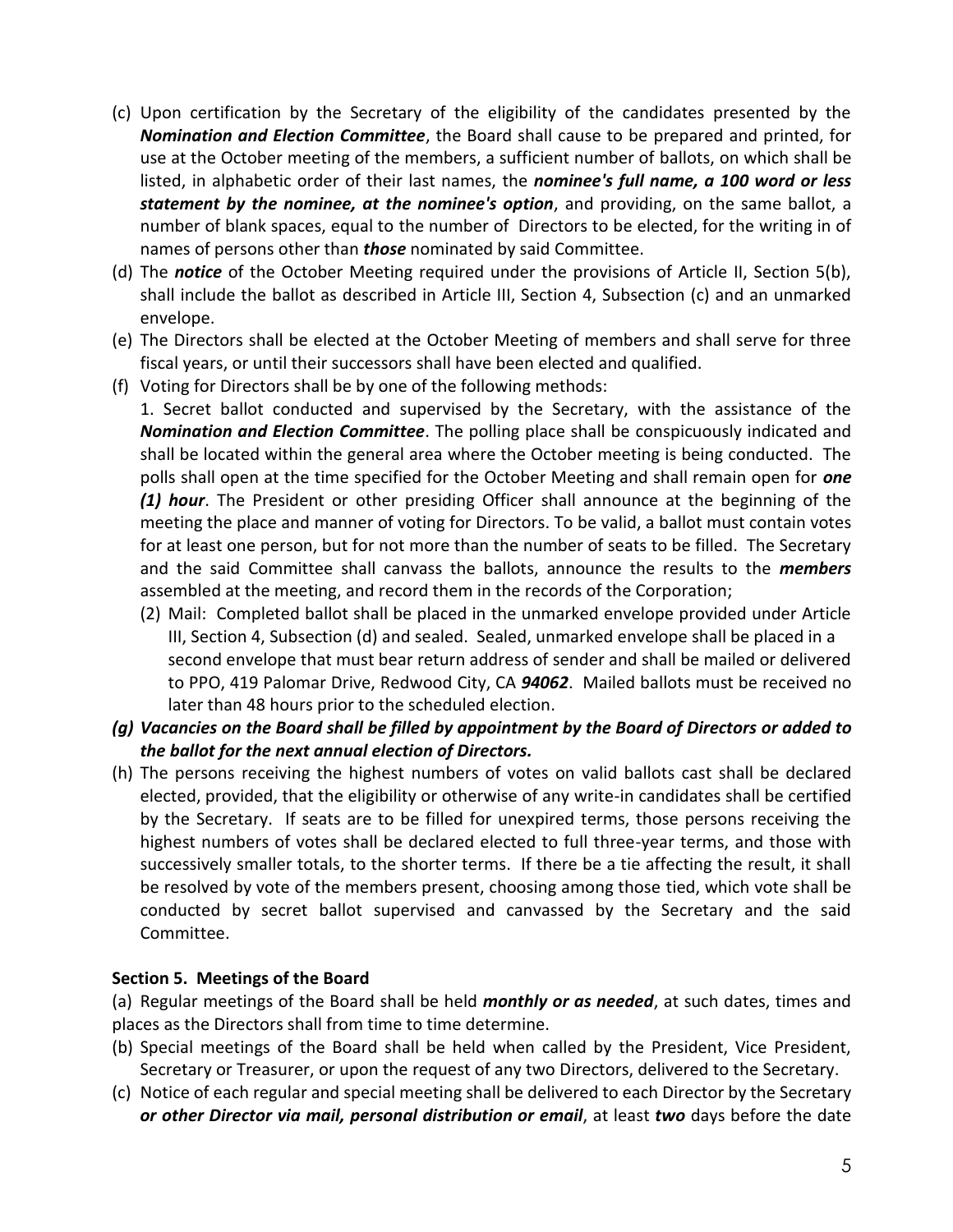(c) Upon certification by the Secretary of the eligibility of the candidates presented by the ***Nomination and Election Committee***, the Board shall cause to be prepared and printed, for use at the October meeting of the members, a sufficient number of ballots, on which shall be listed, in alphabetic order of their last names, the ***nominee's full name, a 100 word or less statement by the nominee, at the nominee's option***, and providing, on the same ballot, a number of blank spaces, equal to the number of Directors to be elected, for the writing in of names of persons other than ***those*** nominated by said Committee.

(d) The ***notice*** of the October Meeting required under the provisions of Article II, Section 5(b), shall include the ballot as described in Article III, Section 4, Subsection (c) and an unmarked envelope.

(e) The Directors shall be elected at the October Meeting of members and shall serve for three fiscal years, or until their successors shall have been elected and qualified.

(f) Voting for Directors shall be by one of the following methods:

1. Secret ballot conducted and supervised by the Secretary, with the assistance of the ***Nomination and Election Committee***. The polling place shall be conspicuously indicated and shall be located within the general area where the October meeting is being conducted. The polls shall open at the time specified for the October Meeting and shall remain open for ***one (1) hour***. The President or other presiding Officer shall announce at the beginning of the meeting the place and manner of voting for Directors. To be valid, a ballot must contain votes for at least one person, but for not more than the number of seats to be filled. The Secretary and the said Committee shall canvass the ballots, announce the results to the ***members*** assembled at the meeting, and record them in the records of the Corporation;

(2) Mail: Completed ballot shall be placed in the unmarked envelope provided under Article III, Section 4, Subsection (d) and sealed. Sealed, unmarked envelope shall be placed in a second envelope that must bear return address of sender and shall be mailed or delivered to PPO, 419 Palomar Drive, Redwood City, CA ***94062***. Mailed ballots must be received no later than 48 hours prior to the scheduled election.

***(g) Vacancies on the Board shall be filled by appointment by the Board of Directors or added to the ballot for the next annual election of Directors.***

(h) The persons receiving the highest numbers of votes on valid ballots cast shall be declared elected, provided, that the eligibility or otherwise of any write-in candidates shall be certified by the Secretary. If seats are to be filled for unexpired terms, those persons receiving the highest numbers of votes shall be declared elected to full three-year terms, and those with successively smaller totals, to the shorter terms. If there be a tie affecting the result, it shall be resolved by vote of the members present, choosing among those tied, which vote shall be conducted by secret ballot supervised and canvassed by the Secretary and the said Committee.

**Section 5. Meetings of the Board**

(a) Regular meetings of the Board shall be held ***monthly or as needed***, at such dates, times and places as the Directors shall from time to time determine.

(b) Special meetings of the Board shall be held when called by the President, Vice President, Secretary or Treasurer, or upon the request of any two Directors, delivered to the Secretary.

(c) Notice of each regular and special meeting shall be delivered to each Director by the Secretary ***or other Director via mail, personal distribution or email***, at least ***two*** days before the date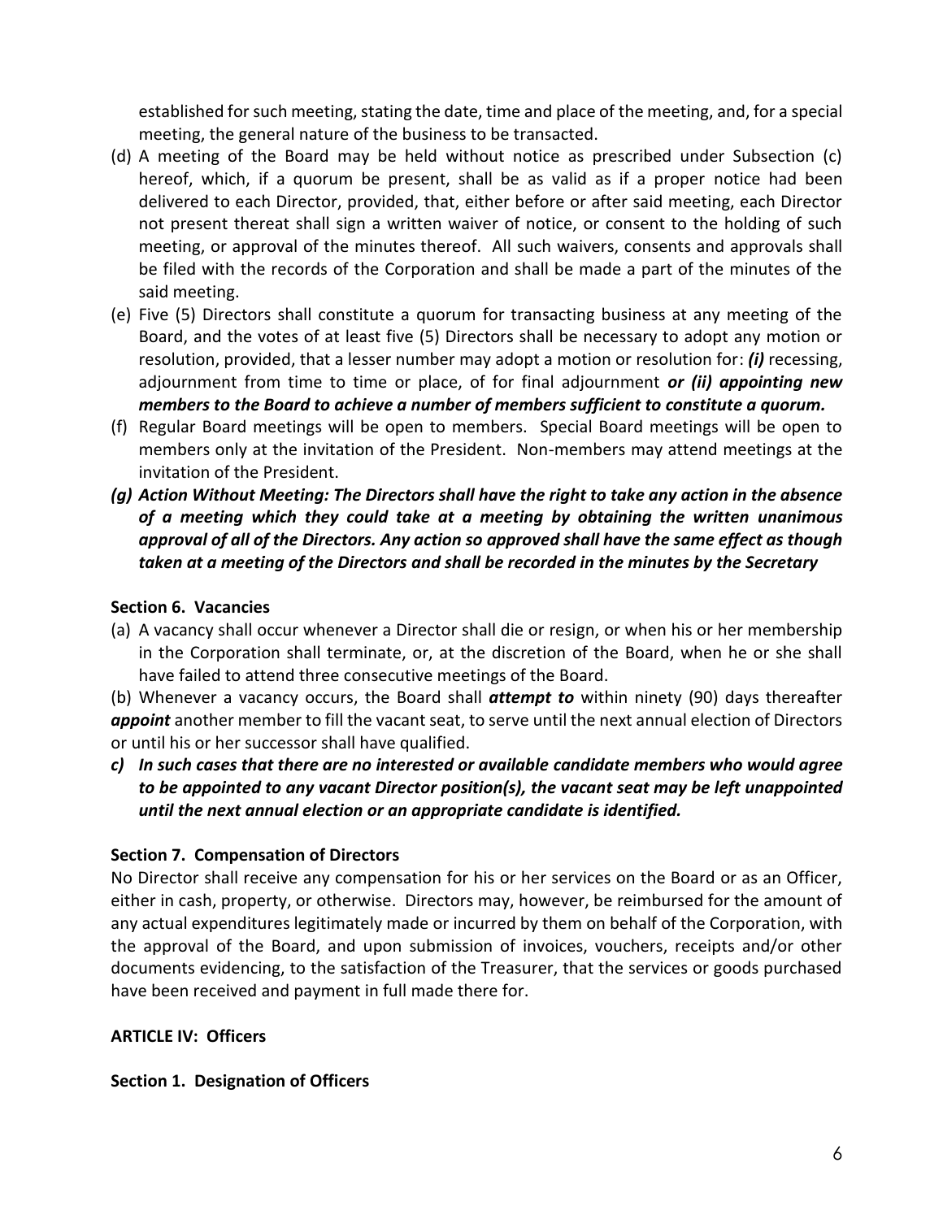established for such meeting, stating the date, time and place of the meeting, and, for a special meeting, the general nature of the business to be transacted.

(d) A meeting of the Board may be held without notice as prescribed under Subsection (c) hereof, which, if a quorum be present, shall be as valid as if a proper notice had been delivered to each Director, provided, that, either before or after said meeting, each Director not present thereat shall sign a written waiver of notice, or consent to the holding of such meeting, or approval of the minutes thereof. All such waivers, consents and approvals shall be filed with the records of the Corporation and shall be made a part of the minutes of the said meeting.

(e) Five (5) Directors shall constitute a quorum for transacting business at any meeting of the Board, and the votes of at least five (5) Directors shall be necessary to adopt any motion or resolution, provided, that a lesser number may adopt a motion or resolution for: ***(i)*** recessing, adjournment from time to time or place, of for final adjournment ***or (ii) appointing new members to the Board to achieve a number of members sufficient to constitute a quorum.***

(f) Regular Board meetings will be open to members. Special Board meetings will be open to members only at the invitation of the President. Non-members may attend meetings at the invitation of the President.

***(g) Action Without Meeting: The Directors shall have the right to take any action in the absence of a meeting which they could take at a meeting by obtaining the written unanimous approval of all of the Directors. Any action so approved shall have the same effect as though taken at a meeting of the Directors and shall be recorded in the minutes by the Secretary***

**Section 6. Vacancies**

(a) A vacancy shall occur whenever a Director shall die or resign, or when his or her membership in the Corporation shall terminate, or, at the discretion of the Board, when he or she shall have failed to attend three consecutive meetings of the Board.

(b) Whenever a vacancy occurs, the Board shall ***attempt to*** within ninety (90) days thereafter ***appoint*** another member to fill the vacant seat, to serve until the next annual election of Directors or until his or her successor shall have qualified.

***c) In such cases that there are no interested or available candidate members who would agree to be appointed to any vacant Director position(s), the vacant seat may be left unappointed until the next annual election or an appropriate candidate is identified.***

**Section 7. Compensation of Directors**

No Director shall receive any compensation for his or her services on the Board or as an Officer, either in cash, property, or otherwise. Directors may, however, be reimbursed for the amount of any actual expenditures legitimately made or incurred by them on behalf of the Corporation, with the approval of the Board, and upon submission of invoices, vouchers, receipts and/or other documents evidencing, to the satisfaction of the Treasurer, that the services or goods purchased have been received and payment in full made there for.

**ARTICLE IV: Officers**

**Section 1. Designation of Officers**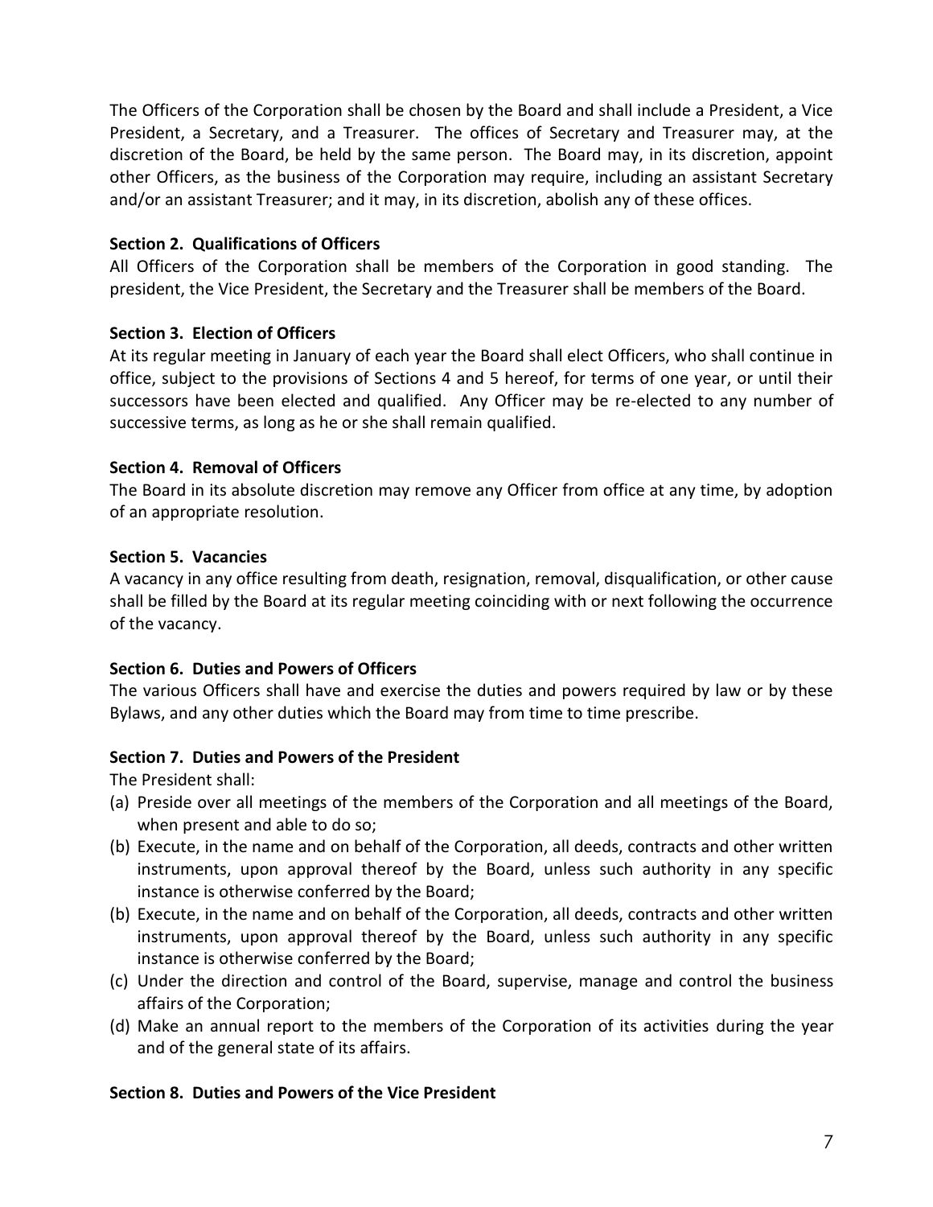The Officers of the Corporation shall be chosen by the Board and shall include a President, a Vice President, a Secretary, and a Treasurer. The offices of Secretary and Treasurer may, at the discretion of the Board, be held by the same person. The Board may, in its discretion, appoint other Officers, as the business of the Corporation may require, including an assistant Secretary and/or an assistant Treasurer; and it may, in its discretion, abolish any of these offices.

**Section 2. Qualifications of Officers**
All Officers of the Corporation shall be members of the Corporation in good standing. The president, the Vice President, the Secretary and the Treasurer shall be members of the Board.

**Section 3. Election of Officers**
At its regular meeting in January of each year the Board shall elect Officers, who shall continue in office, subject to the provisions of Sections 4 and 5 hereof, for terms of one year, or until their successors have been elected and qualified. Any Officer may be re-elected to any number of successive terms, as long as he or she shall remain qualified.

**Section 4. Removal of Officers**
The Board in its absolute discretion may remove any Officer from office at any time, by adoption of an appropriate resolution.

**Section 5. Vacancies**
A vacancy in any office resulting from death, resignation, removal, disqualification, or other cause shall be filled by the Board at its regular meeting coinciding with or next following the occurrence of the vacancy.

**Section 6. Duties and Powers of Officers**
The various Officers shall have and exercise the duties and powers required by law or by these Bylaws, and any other duties which the Board may from time to time prescribe.

**Section 7. Duties and Powers of the President**
The President shall:

(a) Preside over all meetings of the members of the Corporation and all meetings of the Board, when present and able to do so;
(b) Execute, in the name and on behalf of the Corporation, all deeds, contracts and other written instruments, upon approval thereof by the Board, unless such authority in any specific instance is otherwise conferred by the Board;
(b) Execute, in the name and on behalf of the Corporation, all deeds, contracts and other written instruments, upon approval thereof by the Board, unless such authority in any specific instance is otherwise conferred by the Board;
(c) Under the direction and control of the Board, supervise, manage and control the business affairs of the Corporation;
(d) Make an annual report to the members of the Corporation of its activities during the year and of the general state of its affairs.

**Section 8. Duties and Powers of the Vice President**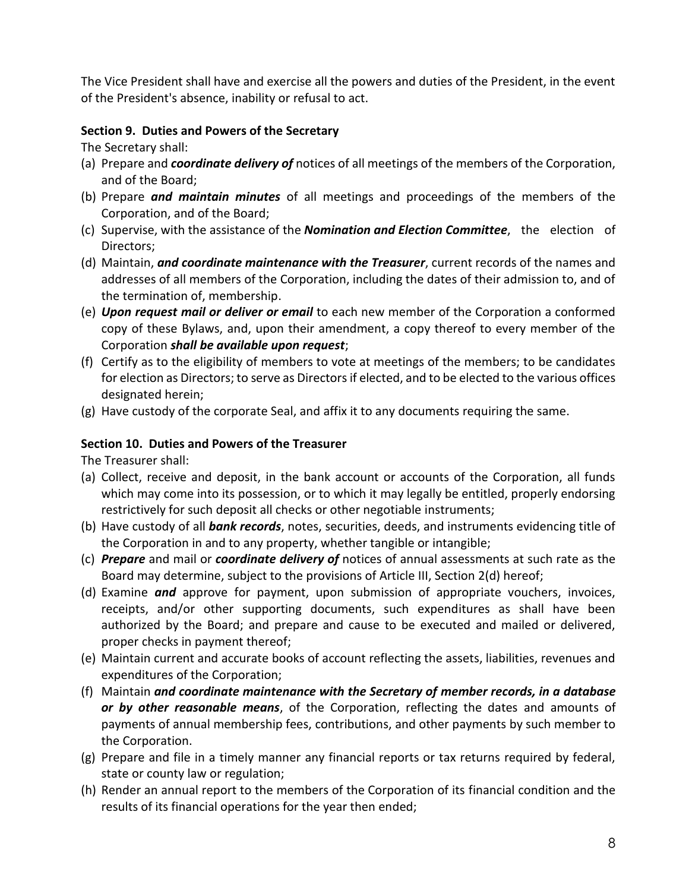The Vice President shall have and exercise all the powers and duties of the President, in the event of the President's absence, inability or refusal to act.

**Section 9. Duties and Powers of the Secretary**

The Secretary shall:

(a) Prepare and ***coordinate delivery of*** notices of all meetings of the members of the Corporation, and of the Board;

(b) Prepare ***and maintain minutes*** of all meetings and proceedings of the members of the Corporation, and of the Board;

(c) Supervise, with the assistance of the ***Nomination and Election Committee***, the election of Directors;

(d) Maintain, ***and coordinate maintenance with the Treasurer***, current records of the names and addresses of all members of the Corporation, including the dates of their admission to, and of the termination of, membership.

(e) ***Upon request mail or deliver or email*** to each new member of the Corporation a conformed copy of these Bylaws, and, upon their amendment, a copy thereof to every member of the Corporation ***shall be available upon request***;

(f) Certify as to the eligibility of members to vote at meetings of the members; to be candidates for election as Directors; to serve as Directors if elected, and to be elected to the various offices designated herein;

(g) Have custody of the corporate Seal, and affix it to any documents requiring the same.

**Section 10. Duties and Powers of the Treasurer**

The Treasurer shall:

(a) Collect, receive and deposit, in the bank account or accounts of the Corporation, all funds which may come into its possession, or to which it may legally be entitled, properly endorsing restrictively for such deposit all checks or other negotiable instruments;

(b) Have custody of all ***bank records***, notes, securities, deeds, and instruments evidencing title of the Corporation in and to any property, whether tangible or intangible;

(c) ***Prepare*** and mail or ***coordinate delivery of*** notices of annual assessments at such rate as the Board may determine, subject to the provisions of Article III, Section 2(d) hereof;

(d) Examine ***and*** approve for payment, upon submission of appropriate vouchers, invoices, receipts, and/or other supporting documents, such expenditures as shall have been authorized by the Board; and prepare and cause to be executed and mailed or delivered, proper checks in payment thereof;

(e) Maintain current and accurate books of account reflecting the assets, liabilities, revenues and expenditures of the Corporation;

(f) Maintain ***and coordinate maintenance with the Secretary of member records, in a database or by other reasonable means***, of the Corporation, reflecting the dates and amounts of payments of annual membership fees, contributions, and other payments by such member to the Corporation.

(g) Prepare and file in a timely manner any financial reports or tax returns required by federal, state or county law or regulation;

(h) Render an annual report to the members of the Corporation of its financial condition and the results of its financial operations for the year then ended;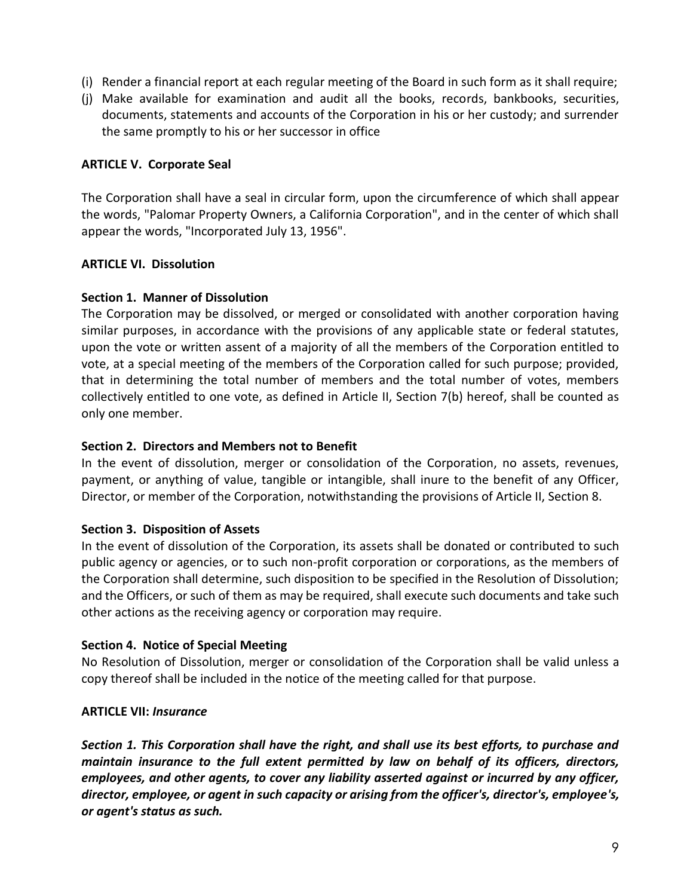(i) Render a financial report at each regular meeting of the Board in such form as it shall require;

(j) Make available for examination and audit all the books, records, bankbooks, securities, documents, statements and accounts of the Corporation in his or her custody; and surrender the same promptly to his or her successor in office

**ARTICLE V. Corporate Seal**

The Corporation shall have a seal in circular form, upon the circumference of which shall appear the words, "Palomar Property Owners, a California Corporation", and in the center of which shall appear the words, "Incorporated July 13, 1956".

**ARTICLE VI. Dissolution**

**Section 1. Manner of Dissolution**
The Corporation may be dissolved, or merged or consolidated with another corporation having similar purposes, in accordance with the provisions of any applicable state or federal statutes, upon the vote or written assent of a majority of all the members of the Corporation entitled to vote, at a special meeting of the members of the Corporation called for such purpose; provided, that in determining the total number of members and the total number of votes, members collectively entitled to one vote, as defined in Article II, Section 7(b) hereof, shall be counted as only one member.

**Section 2. Directors and Members not to Benefit**
In the event of dissolution, merger or consolidation of the Corporation, no assets, revenues, payment, or anything of value, tangible or intangible, shall inure to the benefit of any Officer, Director, or member of the Corporation, notwithstanding the provisions of Article II, Section 8.

**Section 3. Disposition of Assets**
In the event of dissolution of the Corporation, its assets shall be donated or contributed to such public agency or agencies, or to such non-profit corporation or corporations, as the members of the Corporation shall determine, such disposition to be specified in the Resolution of Dissolution; and the Officers, or such of them as may be required, shall execute such documents and take such other actions as the receiving agency or corporation may require.

**Section 4. Notice of Special Meeting**
No Resolution of Dissolution, merger or consolidation of the Corporation shall be valid unless a copy thereof shall be included in the notice of the meeting called for that purpose.

**ARTICLE VII: *Insurance***

***Section 1. This Corporation shall have the right, and shall use its best efforts, to purchase and maintain insurance to the full extent permitted by law on behalf of its officers, directors, employees, and other agents, to cover any liability asserted against or incurred by any officer, director, employee, or agent in such capacity or arising from the officer's, director's, employee's, or agent's status as such.***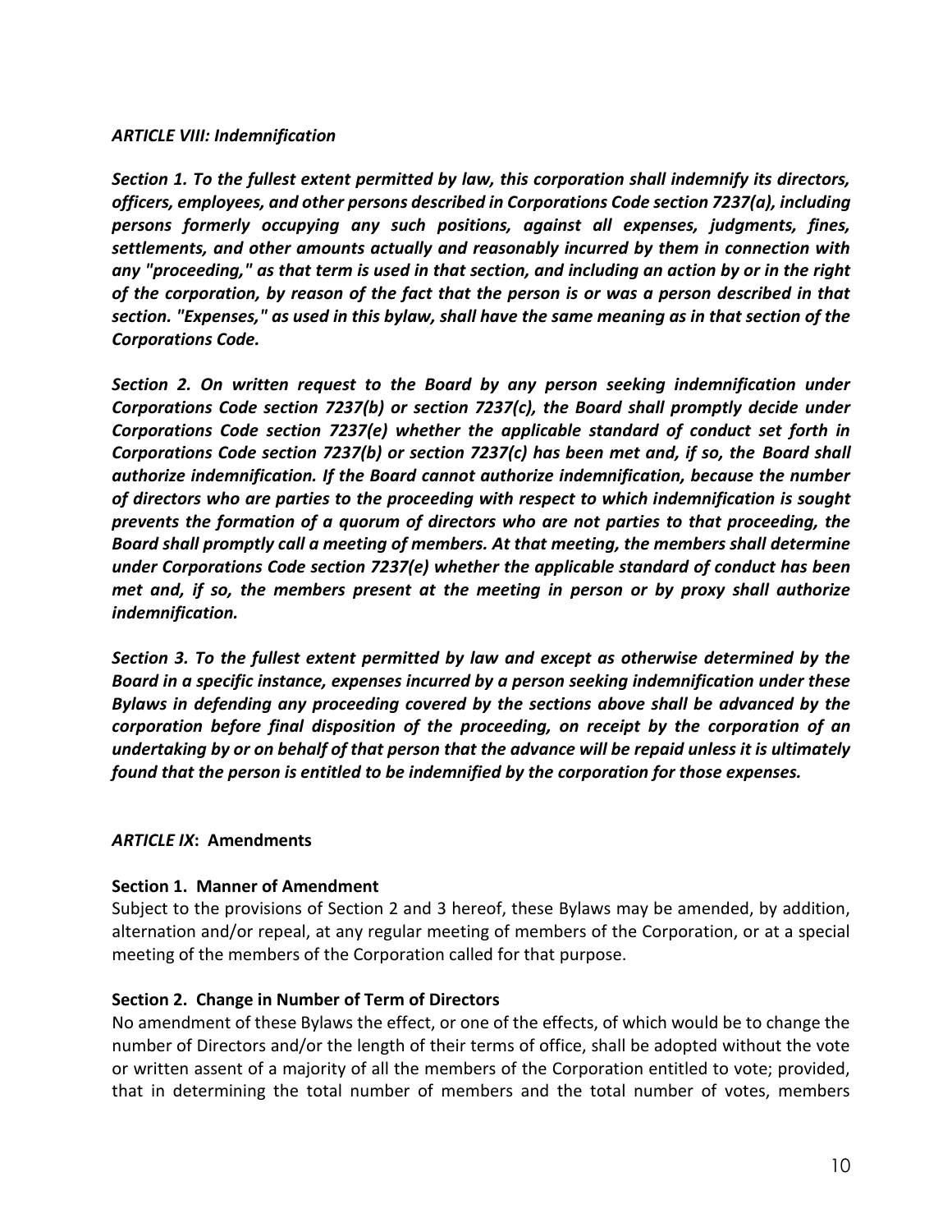### *ARTICLE VIII: Indemnification*

***Section 1. To the fullest extent permitted by law, this corporation shall indemnify its directors, officers, employees, and other persons described in Corporations Code section 7237(a), including persons formerly occupying any such positions, against all expenses, judgments, fines, settlements, and other amounts actually and reasonably incurred by them in connection with any "proceeding," as that term is used in that section, and including an action by or in the right of the corporation, by reason of the fact that the person is or was a person described in that section. "Expenses," as used in this bylaw, shall have the same meaning as in that section of the Corporations Code.***

***Section 2. On written request to the Board by any person seeking indemnification under Corporations Code section 7237(b) or section 7237(c), the Board shall promptly decide under Corporations Code section 7237(e) whether the applicable standard of conduct set forth in Corporations Code section 7237(b) or section 7237(c) has been met and, if so, the Board shall authorize indemnification. If the Board cannot authorize indemnification, because the number of directors who are parties to the proceeding with respect to which indemnification is sought prevents the formation of a quorum of directors who are not parties to that proceeding, the Board shall promptly call a meeting of members. At that meeting, the members shall determine under Corporations Code section 7237(e) whether the applicable standard of conduct has been met and, if so, the members present at the meeting in person or by proxy shall authorize indemnification.***

***Section 3. To the fullest extent permitted by law and except as otherwise determined by the Board in a specific instance, expenses incurred by a person seeking indemnification under these Bylaws in defending any proceeding covered by the sections above shall be advanced by the corporation before final disposition of the proceeding, on receipt by the corporation of an undertaking by or on behalf of that person that the advance will be repaid unless it is ultimately found that the person is entitled to be indemnified by the corporation for those expenses.***

### *ARTICLE IX*: **Amendments**

**Section 1. Manner of Amendment**

Subject to the provisions of Section 2 and 3 hereof, these Bylaws may be amended, by addition, alternation and/or repeal, at any regular meeting of members of the Corporation, or at a special meeting of the members of the Corporation called for that purpose.

**Section 2. Change in Number of Term of Directors**

No amendment of these Bylaws the effect, or one of the effects, of which would be to change the number of Directors and/or the length of their terms of office, shall be adopted without the vote or written assent of a majority of all the members of the Corporation entitled to vote; provided, that in determining the total number of members and the total number of votes, members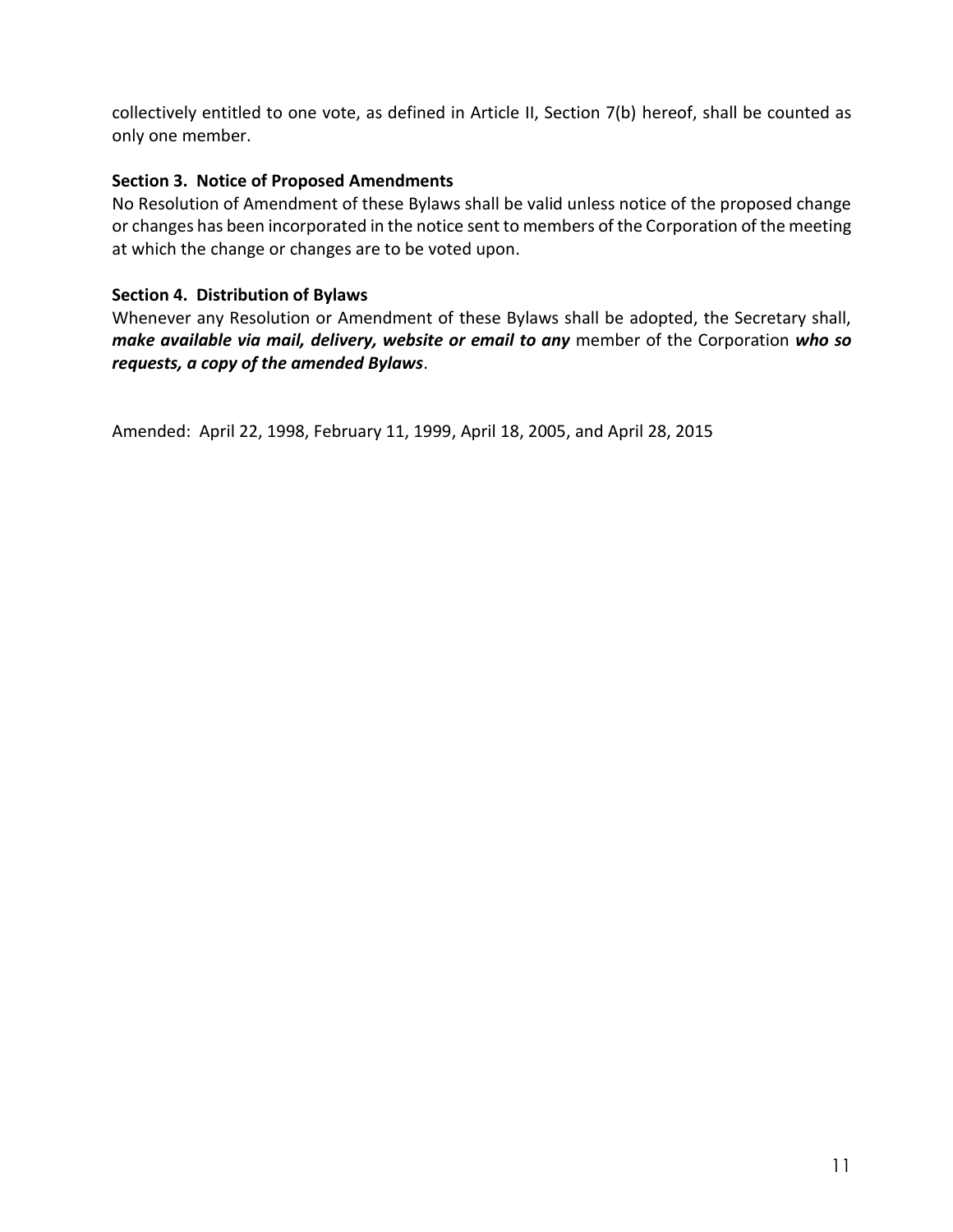collectively entitled to one vote, as defined in Article II, Section 7(b) hereof, shall be counted as only one member.

**Section 3. Notice of Proposed Amendments**

No Resolution of Amendment of these Bylaws shall be valid unless notice of the proposed change or changes has been incorporated in the notice sent to members of the Corporation of the meeting at which the change or changes are to be voted upon.

**Section 4. Distribution of Bylaws**

Whenever any Resolution or Amendment of these Bylaws shall be adopted, the Secretary shall, ***make available via mail, delivery, website or email to any*** member of the Corporation ***who so requests, a copy of the amended Bylaws***.

Amended: April 22, 1998, February 11, 1999, April 18, 2005, and April 28, 2015